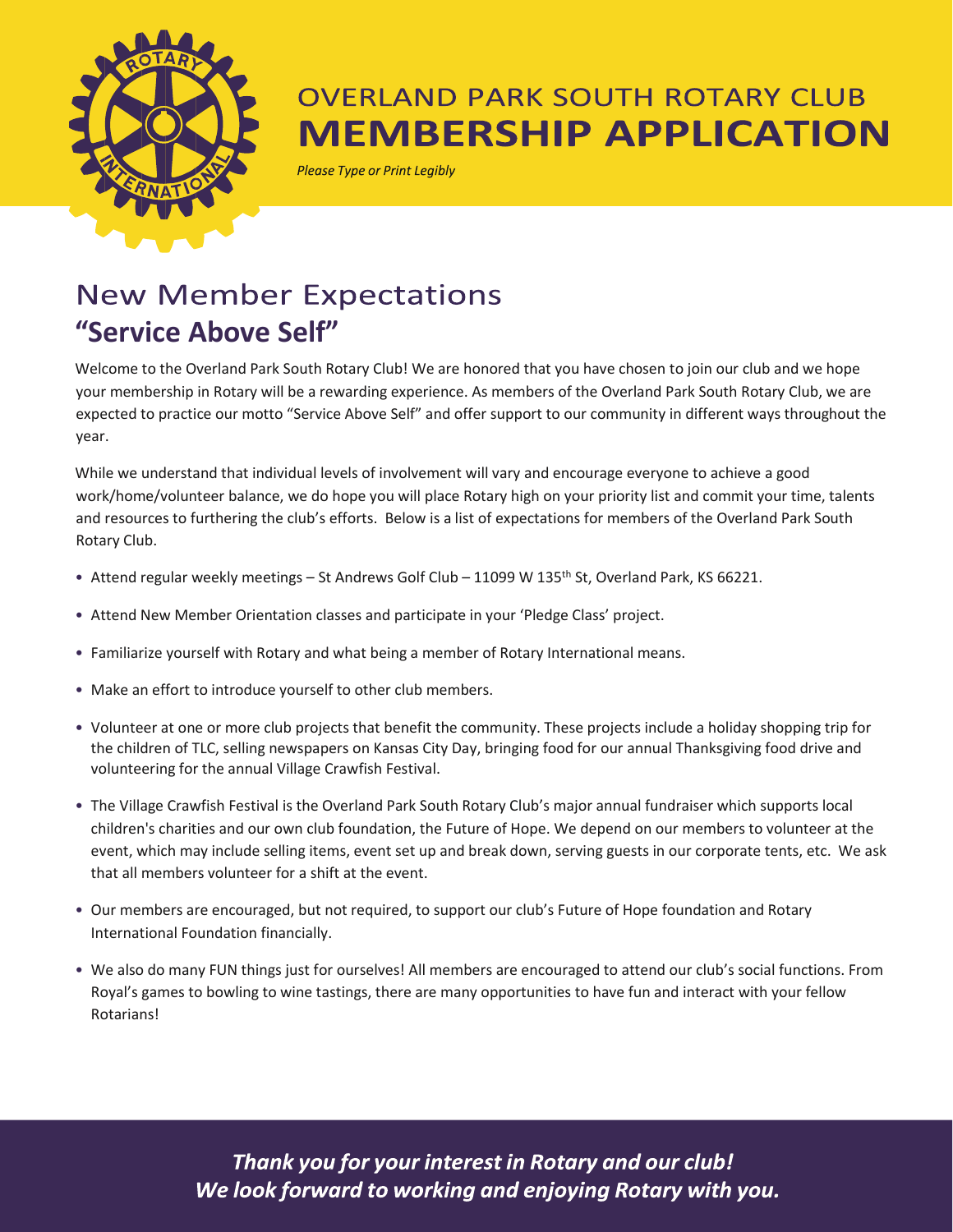# OVERLAND PARK SOUTH ROTARY CLUB
# MEMBERSHIP APPLICATION

*Please Type or Print Legibly*

## New Member Expectations
## "Service Above Self"

Welcome to the Overland Park South Rotary Club! We are honored that you have chosen to join our club and we hope your membership in Rotary will be a rewarding experience. As members of the Overland Park South Rotary Club, we are expected to practice our motto "Service Above Self" and offer support to our community in different ways throughout the year.

While we understand that individual levels of involvement will vary and encourage everyone to achieve a good work/home/volunteer balance, we do hope you will place Rotary high on your priority list and commit your time, talents and resources to furthering the club's efforts. Below is a list of expectations for members of the Overland Park South Rotary Club.

- Attend regular weekly meetings – St Andrews Golf Club – 11099 W 135th St, Overland Park, KS 66221.
- Attend New Member Orientation classes and participate in your 'Pledge Class' project.
- Familiarize yourself with Rotary and what being a member of Rotary International means.
- Make an effort to introduce yourself to other club members.
- Volunteer at one or more club projects that benefit the community. These projects include a holiday shopping trip for the children of TLC, selling newspapers on Kansas City Day, bringing food for our annual Thanksgiving food drive and volunteering for the annual Village Crawfish Festival.
- The Village Crawfish Festival is the Overland Park South Rotary Club's major annual fundraiser which supports local children's charities and our own club foundation, the Future of Hope. We depend on our members to volunteer at the event, which may include selling items, event set up and break down, serving guests in our corporate tents, etc. We ask that all members volunteer for a shift at the event.
- Our members are encouraged, but not required, to support our club's Future of Hope foundation and Rotary International Foundation financially.
- We also do many FUN things just for ourselves! All members are encouraged to attend our club's social functions. From Royal's games to bowling to wine tastings, there are many opportunities to have fun and interact with your fellow Rotarians!

***Thank you for your interest in Rotary and our club!***
***We look forward to working and enjoying Rotary with you.***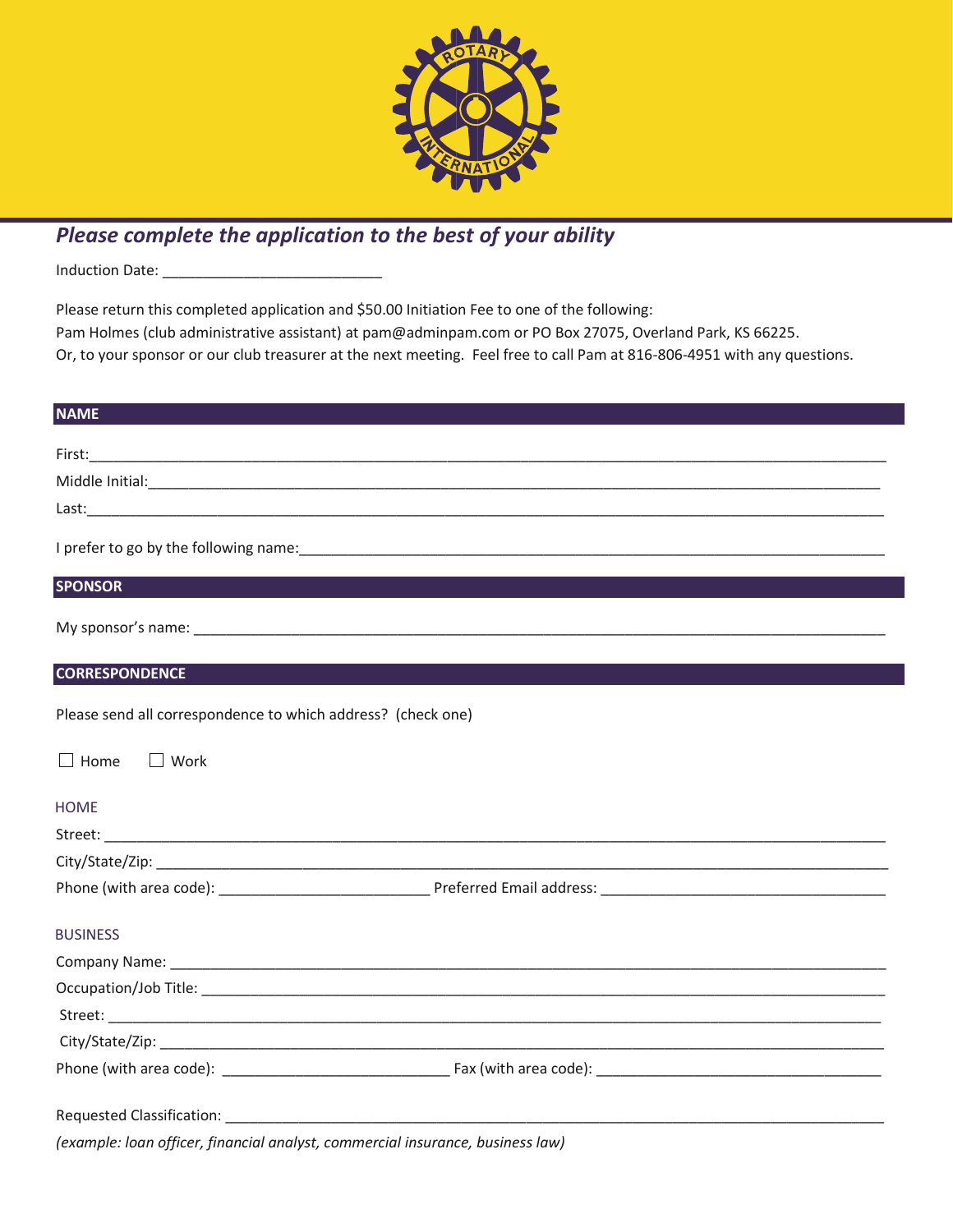## *Please complete the application to the best of your ability*

Induction Date: ___________________________

Please return this completed application and $50.00 Initiation Fee to one of the following:
Pam Holmes (club administrative assistant) at pam@adminpam.com or PO Box 27075, Overland Park, KS 66225.
Or, to your sponsor or our club treasurer at the next meeting. Feel free to call Pam at 816-806-4951 with any questions.

### NAME

First:___________________________________________________________________________________________

Middle Initial:_____________________________________________________________________________________

Last:____________________________________________________________________________________________

I prefer to go by the following name:__________________________________________________________________

### SPONSOR

My sponsor's name: _________________________________________________________________________________

### CORRESPONDENCE

Please send all correspondence to which address? (check one)

☐ Home ☐ Work

#### HOME

Street: _________________________________________________________________________________________

City/State/Zip: ___________________________________________________________________________________

Phone (with area code): __________________________ Preferred Email address: ___________________________________

#### BUSINESS

Company Name: __________________________________________________________________________________

Occupation/Job Title: ______________________________________________________________________________

Street: _________________________________________________________________________________________

City/State/Zip: ___________________________________________________________________________________

Phone (with area code): ____________________________ Fax (with area code): ___________________________________

Requested Classification: ____________________________________________________________________________

*(example: loan officer, financial analyst, commercial insurance, business law)*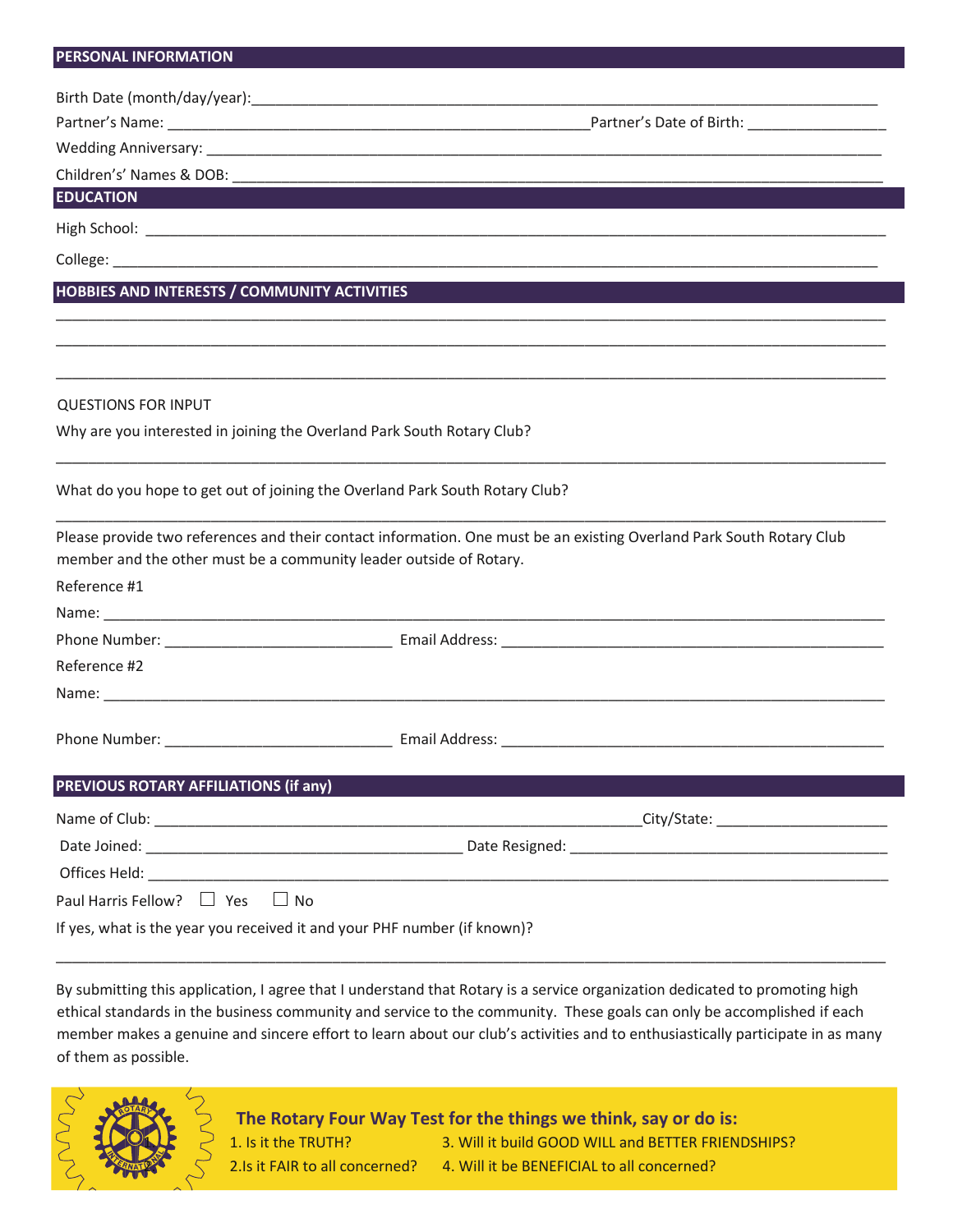## PERSONAL INFORMATION

Birth Date (month/day/year):\_\_\_\_\_\_\_\_\_\_\_\_\_\_\_\_\_\_\_\_\_\_\_\_\_\_\_\_\_\_\_\_\_\_\_\_\_\_\_\_

Partner's Name: \_\_\_\_\_\_\_\_\_\_\_\_\_\_\_\_\_\_\_\_\_\_\_\_\_\_\_\_\_\_ Partner's Date of Birth: \_\_\_\_\_\_\_\_\_\_\_\_

Wedding Anniversary: \_\_\_\_\_\_\_\_\_\_\_\_\_\_\_\_\_\_\_\_\_\_\_\_\_\_\_\_\_\_\_\_\_\_\_\_\_\_\_\_

Childrens's' Names & DOB: \_\_\_\_\_\_\_\_\_\_\_\_\_\_\_\_\_\_\_\_\_\_\_\_\_\_\_\_\_\_\_\_\_\_\_\_\_\_\_\_

## EDUCATION

High School: \_\_\_\_\_\_\_\_\_\_\_\_\_\_\_\_\_\_\_\_\_\_\_\_\_\_\_\_\_\_\_\_\_\_\_\_\_\_\_\_

College: \_\_\_\_\_\_\_\_\_\_\_\_\_\_\_\_\_\_\_\_\_\_\_\_\_\_\_\_\_\_\_\_\_\_\_\_\_\_\_\_

## HOBBIES AND INTERESTS / COMMUNITY ACTIVITIES

\_\_\_\_\_\_\_\_\_\_\_\_\_\_\_\_\_\_\_\_\_\_\_\_\_\_\_\_\_\_\_\_\_\_\_\_\_\_\_\_\_\_\_\_\_\_\_\_

\_\_\_\_\_\_\_\_\_\_\_\_\_\_\_\_\_\_\_\_\_\_\_\_\_\_\_\_\_\_\_\_\_\_\_\_\_\_\_\_\_\_\_\_\_\_\_\_

\_\_\_\_\_\_\_\_\_\_\_\_\_\_\_\_\_\_\_\_\_\_\_\_\_\_\_\_\_\_\_\_\_\_\_\_\_\_\_\_\_\_\_\_\_\_\_\_

QUESTIONS FOR INPUT

Why are you interested in joining the Overland Park South Rotary Club?

\_\_\_\_\_\_\_\_\_\_\_\_\_\_\_\_\_\_\_\_\_\_\_\_\_\_\_\_\_\_\_\_\_\_\_\_\_\_\_\_\_\_\_\_\_\_\_\_

What do you hope to get out of joining the Overland Park South Rotary Club?

\_\_\_\_\_\_\_\_\_\_\_\_\_\_\_\_\_\_\_\_\_\_\_\_\_\_\_\_\_\_\_\_\_\_\_\_\_\_\_\_\_\_\_\_\_\_\_\_

Please provide two references and their contact information. One must be an existing Overland Park South Rotary Club member and the other must be a community leader outside of Rotary.

Reference #1

Name: \_\_\_\_\_\_\_\_\_\_\_\_\_\_\_\_\_\_\_\_\_\_\_\_\_\_\_\_\_\_\_\_\_\_\_\_\_\_\_\_

Phone Number: \_\_\_\_\_\_\_\_\_\_\_\_\_\_\_\_ Email Address: \_\_\_\_\_\_\_\_\_\_\_\_\_\_\_\_\_\_\_\_\_\_\_\_

Reference #2

Name: \_\_\_\_\_\_\_\_\_\_\_\_\_\_\_\_\_\_\_\_\_\_\_\_\_\_\_\_\_\_\_\_\_\_\_\_\_\_\_\_

Phone Number: \_\_\_\_\_\_\_\_\_\_\_\_\_\_\_\_ Email Address: \_\_\_\_\_\_\_\_\_\_\_\_\_\_\_\_\_\_\_\_\_\_\_\_

## PREVIOUS ROTARY AFFILIATIONS (if any)

Name of Club: \_\_\_\_\_\_\_\_\_\_\_\_\_\_\_\_\_\_\_\_\_\_\_\_\_\_\_\_\_\_ City/State: \_\_\_\_\_\_\_\_\_\_\_\_

Date Joined: \_\_\_\_\_\_\_\_\_\_\_\_\_\_\_\_\_\_\_\_ Date Resigned: \_\_\_\_\_\_\_\_\_\_\_\_\_\_\_\_\_\_\_\_

Offices Held: \_\_\_\_\_\_\_\_\_\_\_\_\_\_\_\_\_\_\_\_\_\_\_\_\_\_\_\_\_\_\_\_\_\_\_\_\_\_\_\_

Paul Harris Fellow? ☐ Yes ☐ No

If yes, what is the year you received it and your PHF number (if known)?

\_\_\_\_\_\_\_\_\_\_\_\_\_\_\_\_\_\_\_\_\_\_\_\_\_\_\_\_\_\_\_\_\_\_\_\_\_\_\_\_\_\_\_\_\_\_\_\_

By submitting this application, I agree that I understand that Rotary is a service organization dedicated to promoting high ethical standards in the business community and service to the community. These goals can only be accomplished if each member makes a genuine and sincere effort to learn about our club's activities and to enthusiastically participate in as many of them as possible.

**The Rotary Four Way Test for the things we think, say or do is:**

1. Is it the TRUTH?
2. Is it FAIR to all concerned?
3. Will it build GOOD WILL and BETTER FRIENDSHIPS?
4. Will it be BENEFICIAL to all concerned?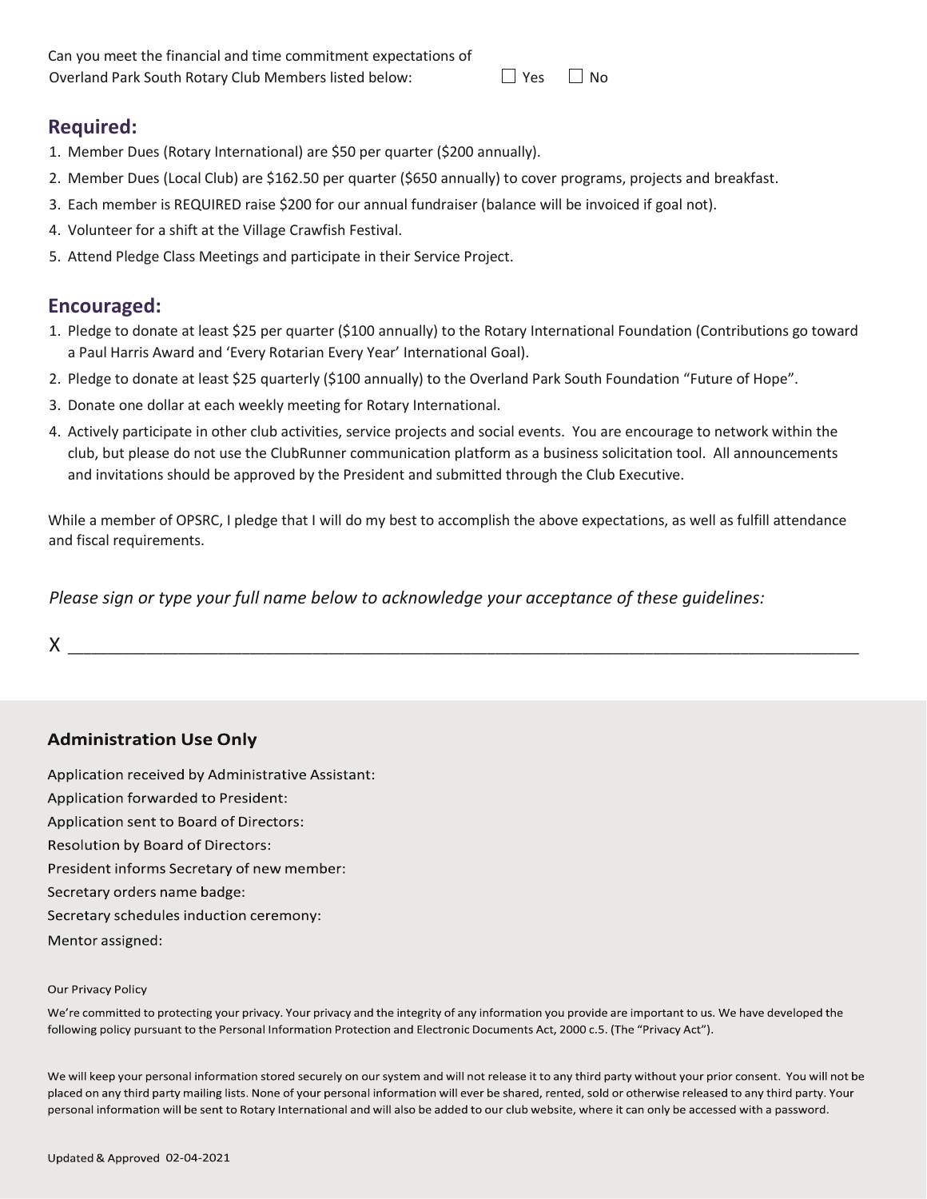Can you meet the financial and time commitment expectations of Overland Park South Rotary Club Members listed below: ☐ Yes ☐ No

## Required:

1. Member Dues (Rotary International) are $50 per quarter ($200 annually).
2. Member Dues (Local Club) are $162.50 per quarter ($650 annually) to cover programs, projects and breakfast.
3. Each member is REQUIRED raise $200 for our annual fundraiser (balance will be invoiced if goal not).
4. Volunteer for a shift at the Village Crawfish Festival.
5. Attend Pledge Class Meetings and participate in their Service Project.

## Encouraged:

1. Pledge to donate at least $25 per quarter ($100 annually) to the Rotary International Foundation (Contributions go toward a Paul Harris Award and 'Every Rotarian Every Year' International Goal).
2. Pledge to donate at least $25 quarterly ($100 annually) to the Overland Park South Foundation "Future of Hope".
3. Donate one dollar at each weekly meeting for Rotary International.
4. Actively participate in other club activities, service projects and social events. You are encourage to network within the club, but please do not use the ClubRunner communication platform as a business solicitation tool. All announcements and invitations should be approved by the President and submitted through the Club Executive.

While a member of OPSRC, I pledge that I will do my best to accomplish the above expectations, as well as fulfill attendance and fiscal requirements.

*Please sign or type your full name below to acknowledge your acceptance of these guidelines:*

X ______________________________________________________________________________

### Administration Use Only

Application received by Administrative Assistant:
Application forwarded to President:
Application sent to Board of Directors:
Resolution by Board of Directors:
President informs Secretary of new member:
Secretary orders name badge:
Secretary schedules induction ceremony:
Mentor assigned:

Our Privacy Policy

We're committed to protecting your privacy. Your privacy and the integrity of any information you provide are important to us. We have developed the following policy pursuant to the Personal Information Protection and Electronic Documents Act, 2000 c.5. (The "Privacy Act").

We will keep your personal information stored securely on our system and will not release it to any third party without your prior consent. You will not be placed on any third party mailing lists. None of your personal information will ever be shared, rented, sold or otherwise released to any third party. Your personal information will be sent to Rotary International and will also be added to our club website, where it can only be accessed with a password.

Updated & Approved 02-04-2021